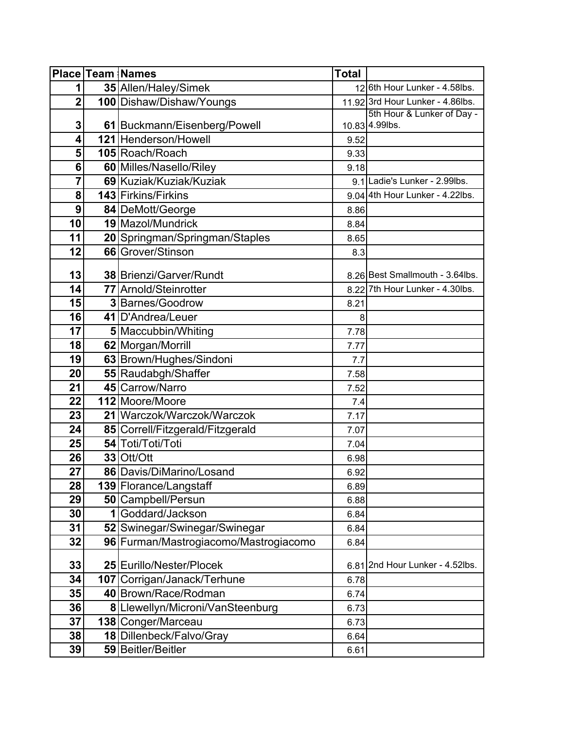| Place | Team # | Names | Total | |
|---|---|---|---|---|
| 1 | 35 | Allen/Haley/Simek | 12 | 6th Hour Lunker - 4.58lbs. |
| 2 | 100 | Dishaw/Dishaw/Youngs | 11.92 | 3rd Hour Lunker - 4.86lbs. |
| 3 | 61 | Buckmann/Eisenberg/Powell | 10.83 | 5th Hour & Lunker of Day - 4.99lbs. |
| 4 | 121 | Henderson/Howell | 9.52 | |
| 5 | 105 | Roach/Roach | 9.33 | |
| 6 | 60 | Milles/Nasello/Riley | 9.18 | |
| 7 | 69 | Kuziak/Kuziak/Kuziak | 9.1 | Ladie's Lunker - 2.99lbs. |
| 8 | 143 | Firkins/Firkins | 9.04 | 4th Hour Lunker - 4.22lbs. |
| 9 | 84 | DeMott/George | 8.86 | |
| 10 | 19 | Mazol/Mundrick | 8.84 | |
| 11 | 20 | Springman/Springman/Staples | 8.65 | |
| 12 | 66 | Grover/Stinson | 8.3 | |
| 13 | 38 | Brienzi/Garver/Rundt | 8.26 | Best Smallmouth - 3.64lbs. |
| 14 | 77 | Arnold/Steinrotter | 8.22 | 7th Hour Lunker - 4.30lbs. |
| 15 | 3 | Barnes/Goodrow | 8.21 | |
| 16 | 41 | D'Andrea/Leuer | 8 | |
| 17 | 5 | Maccubbin/Whiting | 7.78 | |
| 18 | 62 | Morgan/Morrill | 7.77 | |
| 19 | 63 | Brown/Hughes/Sindoni | 7.7 | |
| 20 | 55 | Raudabgh/Shaffer | 7.58 | |
| 21 | 45 | Carrow/Narro | 7.52 | |
| 22 | 112 | Moore/Moore | 7.4 | |
| 23 | 21 | Warczok/Warczok/Warczok | 7.17 | |
| 24 | 85 | Correll/Fitzgerald/Fitzgerald | 7.07 | |
| 25 | 54 | Toti/Toti/Toti | 7.04 | |
| 26 | 33 | Ott/Ott | 6.98 | |
| 27 | 86 | Davis/DiMarino/Losand | 6.92 | |
| 28 | 139 | Florance/Langstaff | 6.89 | |
| 29 | 50 | Campbell/Persun | 6.88 | |
| 30 | 1 | Goddard/Jackson | 6.84 | |
| 31 | 52 | Swinegar/Swinegar/Swinegar | 6.84 | |
| 32 | 96 | Furman/Mastrogiacomo/Mastrogiacomo | 6.84 | |
| 33 | 25 | Eurillo/Nester/Plocek | 6.81 | 2nd Hour Lunker - 4.52lbs. |
| 34 | 107 | Corrigan/Janack/Terhune | 6.78 | |
| 35 | 40 | Brown/Race/Rodman | 6.74 | |
| 36 | 8 | Llewellyn/Microni/VanSteenburg | 6.73 | |
| 37 | 138 | Conger/Marceau | 6.73 | |
| 38 | 18 | Dillenbeck/Falvo/Gray | 6.64 | |
| 39 | 59 | Beitler/Beitler | 6.61 | |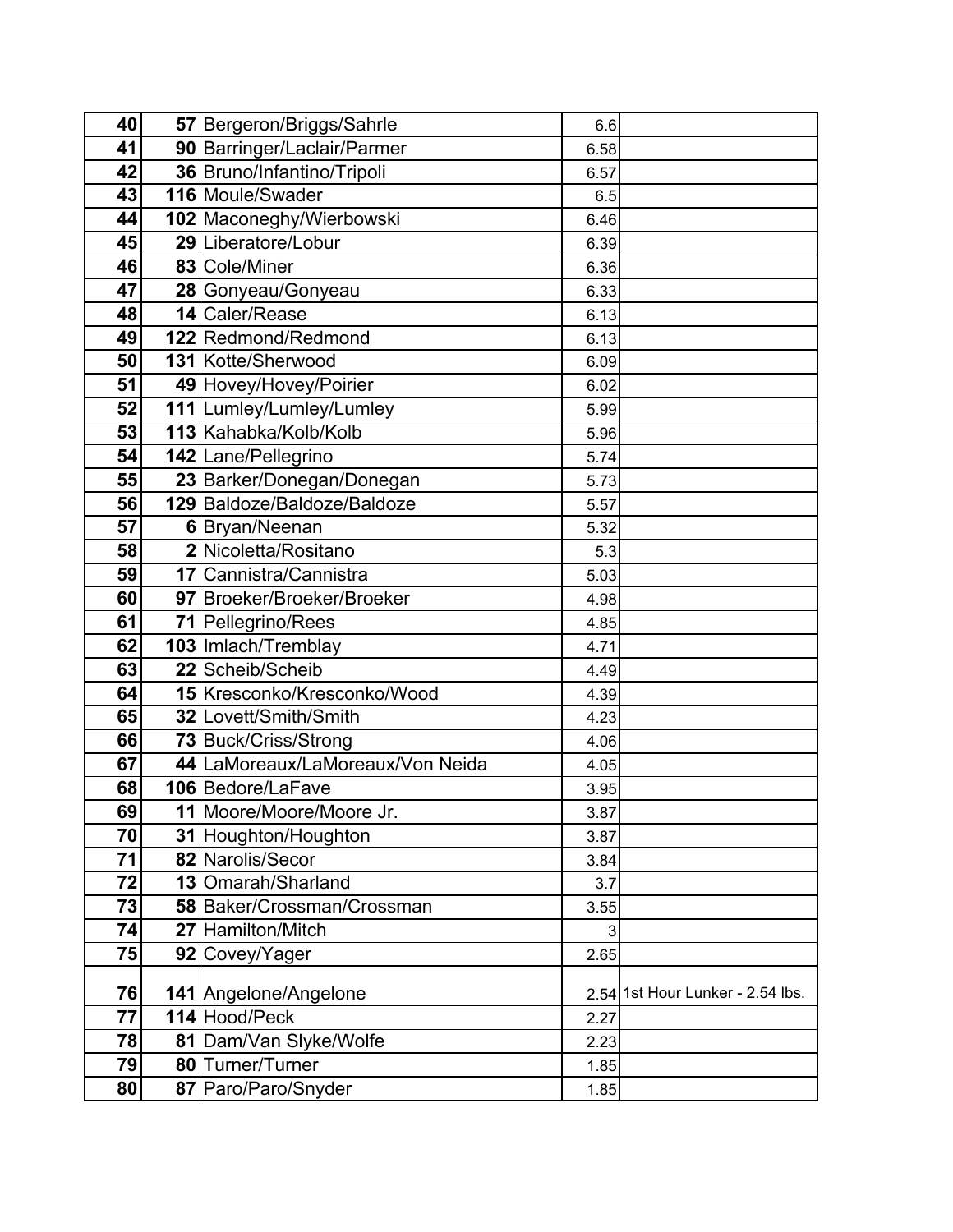| 40 | 57 | Bergeron/Briggs/Sahrle | 6.6 | |
|---|---|---|---|---|
| 41 | 90 | Barringer/Laclair/Parmer | 6.58 | |
| 42 | 36 | Bruno/Infantino/Tripoli | 6.57 | |
| 43 | 116 | Moule/Swader | 6.5 | |
| 44 | 102 | Maconeghy/Wierbowski | 6.46 | |
| 45 | 29 | Liberatore/Lobur | 6.39 | |
| 46 | 83 | Cole/Miner | 6.36 | |
| 47 | 28 | Gonyeau/Gonyeau | 6.33 | |
| 48 | 14 | Caler/Rease | 6.13 | |
| 49 | 122 | Redmond/Redmond | 6.13 | |
| 50 | 131 | Kotte/Sherwood | 6.09 | |
| 51 | 49 | Hovey/Hovey/Poirier | 6.02 | |
| 52 | 111 | Lumley/Lumley/Lumley | 5.99 | |
| 53 | 113 | Kahabka/Kolb/Kolb | 5.96 | |
| 54 | 142 | Lane/Pellegrino | 5.74 | |
| 55 | 23 | Barker/Donegan/Donegan | 5.73 | |
| 56 | 129 | Baldoze/Baldoze/Baldoze | 5.57 | |
| 57 | 6 | Bryan/Neenan | 5.32 | |
| 58 | 2 | Nicoletta/Rositano | 5.3 | |
| 59 | 17 | Cannistra/Cannistra | 5.03 | |
| 60 | 97 | Broeker/Broeker/Broeker | 4.98 | |
| 61 | 71 | Pellegrino/Rees | 4.85 | |
| 62 | 103 | Imlach/Tremblay | 4.71 | |
| 63 | 22 | Scheib/Scheib | 4.49 | |
| 64 | 15 | Kresconko/Kresconko/Wood | 4.39 | |
| 65 | 32 | Lovett/Smith/Smith | 4.23 | |
| 66 | 73 | Buck/Criss/Strong | 4.06 | |
| 67 | 44 | LaMoreaux/LaMoreaux/Von Neida | 4.05 | |
| 68 | 106 | Bedore/LaFave | 3.95 | |
| 69 | 11 | Moore/Moore/Moore Jr. | 3.87 | |
| 70 | 31 | Houghton/Houghton | 3.87 | |
| 71 | 82 | Narolis/Secor | 3.84 | |
| 72 | 13 | Omarah/Sharland | 3.7 | |
| 73 | 58 | Baker/Crossman/Crossman | 3.55 | |
| 74 | 27 | Hamilton/Mitch | 3 | |
| 75 | 92 | Covey/Yager | 2.65 | |
| 76 | 141 | Angelone/Angelone | 2.54 | 1st Hour Lunker - 2.54 lbs. |
| 77 | 114 | Hood/Peck | 2.27 | |
| 78 | 81 | Dam/Van Slyke/Wolfe | 2.23 | |
| 79 | 80 | Turner/Turner | 1.85 | |
| 80 | 87 | Paro/Paro/Snyder | 1.85 | |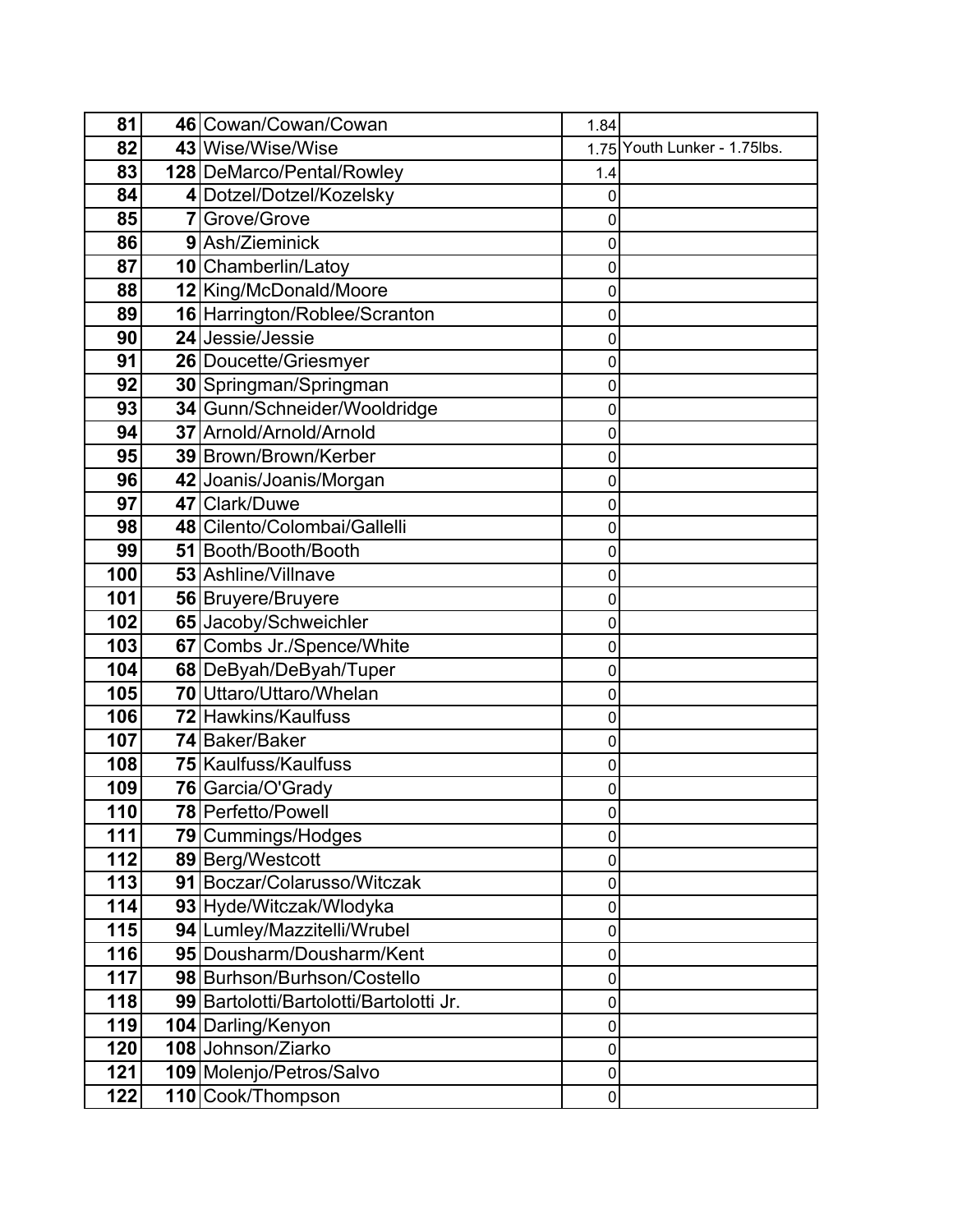| | | | | |
|---|---|---|---|---|
| **81** | **46** | Cowan/Cowan/Cowan | 1.84 | |
| **82** | **43** | Wise/Wise/Wise | 1.75 | Youth Lunker - 1.75lbs. |
| **83** | **128** | DeMarco/Pental/Rowley | 1.4 | |
| **84** | **4** | Dotzel/Dotzel/Kozelsky | 0 | |
| **85** | **7** | Grove/Grove | 0 | |
| **86** | **9** | Ash/Zieminick | 0 | |
| **87** | **10** | Chamberlin/Latoy | 0 | |
| **88** | **12** | King/McDonald/Moore | 0 | |
| **89** | **16** | Harrington/Roblee/Scranton | 0 | |
| **90** | **24** | Jessie/Jessie | 0 | |
| **91** | **26** | Doucette/Griesmyer | 0 | |
| **92** | **30** | Springman/Springman | 0 | |
| **93** | **34** | Gunn/Schneider/Wooldridge | 0 | |
| **94** | **37** | Arnold/Arnold/Arnold | 0 | |
| **95** | **39** | Brown/Brown/Kerber | 0 | |
| **96** | **42** | Joanis/Joanis/Morgan | 0 | |
| **97** | **47** | Clark/Duwe | 0 | |
| **98** | **48** | Cilento/Colombai/Gallelli | 0 | |
| **99** | **51** | Booth/Booth/Booth | 0 | |
| **100** | **53** | Ashline/Villnave | 0 | |
| **101** | **56** | Bruyere/Bruyere | 0 | |
| **102** | **65** | Jacoby/Schweichler | 0 | |
| **103** | **67** | Combs Jr./Spence/White | 0 | |
| **104** | **68** | DeByah/DeByah/Tuper | 0 | |
| **105** | **70** | Uttaro/Uttaro/Whelan | 0 | |
| **106** | **72** | Hawkins/Kaulfuss | 0 | |
| **107** | **74** | Baker/Baker | 0 | |
| **108** | **75** | Kaulfuss/Kaulfuss | 0 | |
| **109** | **76** | Garcia/O'Grady | 0 | |
| **110** | **78** | Perfetto/Powell | 0 | |
| **111** | **79** | Cummings/Hodges | 0 | |
| **112** | **89** | Berg/Westcott | 0 | |
| **113** | **91** | Boczar/Colarusso/Witczak | 0 | |
| **114** | **93** | Hyde/Witczak/Wlodyka | 0 | |
| **115** | **94** | Lumley/Mazzitelli/Wrubel | 0 | |
| **116** | **95** | Dousharm/Dousharm/Kent | 0 | |
| **117** | **98** | Burhson/Burhson/Costello | 0 | |
| **118** | **99** | Bartolotti/Bartolotti/Bartolotti Jr. | 0 | |
| **119** | **104** | Darling/Kenyon | 0 | |
| **120** | **108** | Johnson/Ziarko | 0 | |
| **121** | **109** | Molenjo/Petros/Salvo | 0 | |
| **122** | **110** | Cook/Thompson | 0 | |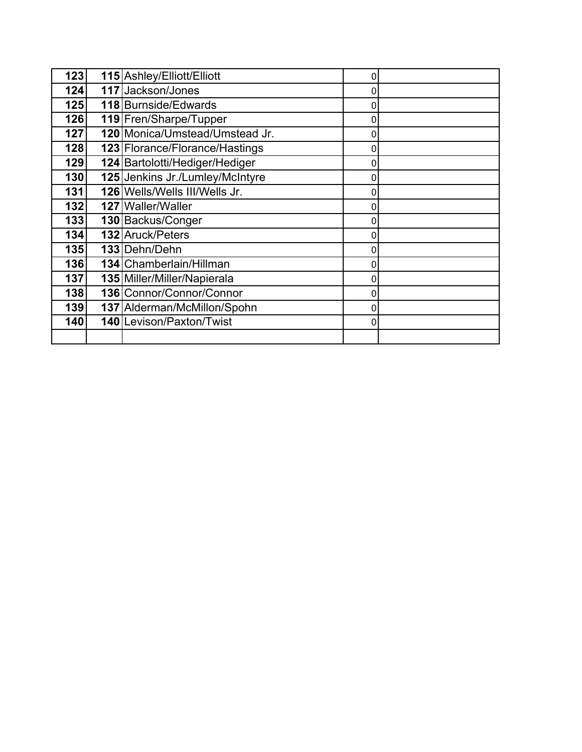| | | | | |
|---|---|---|---|---|
| **123** | **115** | Ashley/Elliott/Elliott | 0 | |
| **124** | **117** | Jackson/Jones | 0 | |
| **125** | **118** | Burnside/Edwards | 0 | |
| **126** | **119** | Fren/Sharpe/Tupper | 0 | |
| **127** | **120** | Monica/Umstead/Umstead Jr. | 0 | |
| **128** | **123** | Florance/Florance/Hastings | 0 | |
| **129** | **124** | Bartolotti/Hediger/Hediger | 0 | |
| **130** | **125** | Jenkins Jr./Lumley/McIntyre | 0 | |
| **131** | **126** | Wells/Wells III/Wells Jr. | 0 | |
| **132** | **127** | Waller/Waller | 0 | |
| **133** | **130** | Backus/Conger | 0 | |
| **134** | **132** | Aruck/Peters | 0 | |
| **135** | **133** | Dehn/Dehn | 0 | |
| **136** | **134** | Chamberlain/Hillman | 0 | |
| **137** | **135** | Miller/Miller/Napierala | 0 | |
| **138** | **136** | Connor/Connor/Connor | 0 | |
| **139** | **137** | Alderman/McMillon/Spohn | 0 | |
| **140** | **140** | Levison/Paxton/Twist | 0 | |
| | | | | |